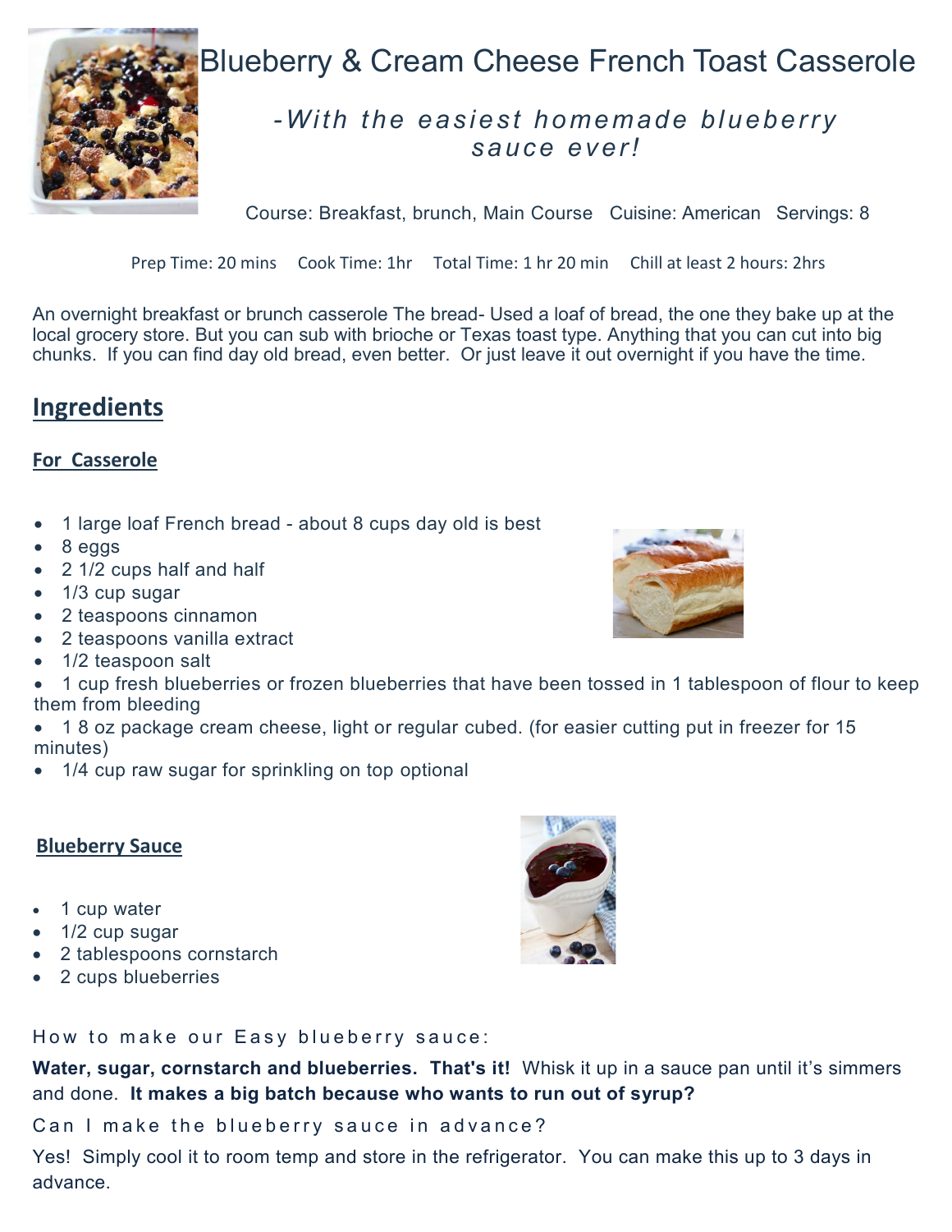# Blueberry & Cream Cheese French Toast Casserole

*-With the easiest homemade blueberry sauce ever!*

Course: Breakfast, brunch, Main Course   Cuisine: American   Servings: 8

Prep Time: 20 mins   Cook Time: 1hr   Total Time: 1 hr 20 min   Chill at least 2 hours: 2hrs

An overnight breakfast or brunch casserole The bread- Used a loaf of bread, the one they bake up at the local grocery store. But you can sub with brioche or Texas toast type. Anything that you can cut into big chunks. If you can find day old bread, even better. Or just leave it out overnight if you have the time.

## Ingredients

### For Casserole

- 1 large loaf French bread - about 8 cups day old is best
- 8 eggs
- 2 1/2 cups half and half
- 1/3 cup sugar
- 2 teaspoons cinnamon
- 2 teaspoons vanilla extract
- 1/2 teaspoon salt
- 1 cup fresh blueberries or frozen blueberries that have been tossed in 1 tablespoon of flour to keep them from bleeding
- 1 8 oz package cream cheese, light or regular cubed. (for easier cutting put in freezer for 15 minutes)
- 1/4 cup raw sugar for sprinkling on top optional

### Blueberry Sauce

- 1 cup water
- 1/2 cup sugar
- 2 tablespoons cornstarch
- 2 cups blueberries

How to make our Easy blueberry sauce:

**Water, sugar, cornstarch and blueberries. That's it!** Whisk it up in a sauce pan until it's simmers and done. **It makes a big batch because who wants to run out of syrup?**

Can I make the blueberry sauce in advance?

Yes! Simply cool it to room temp and store in the refrigerator. You can make this up to 3 days in advance.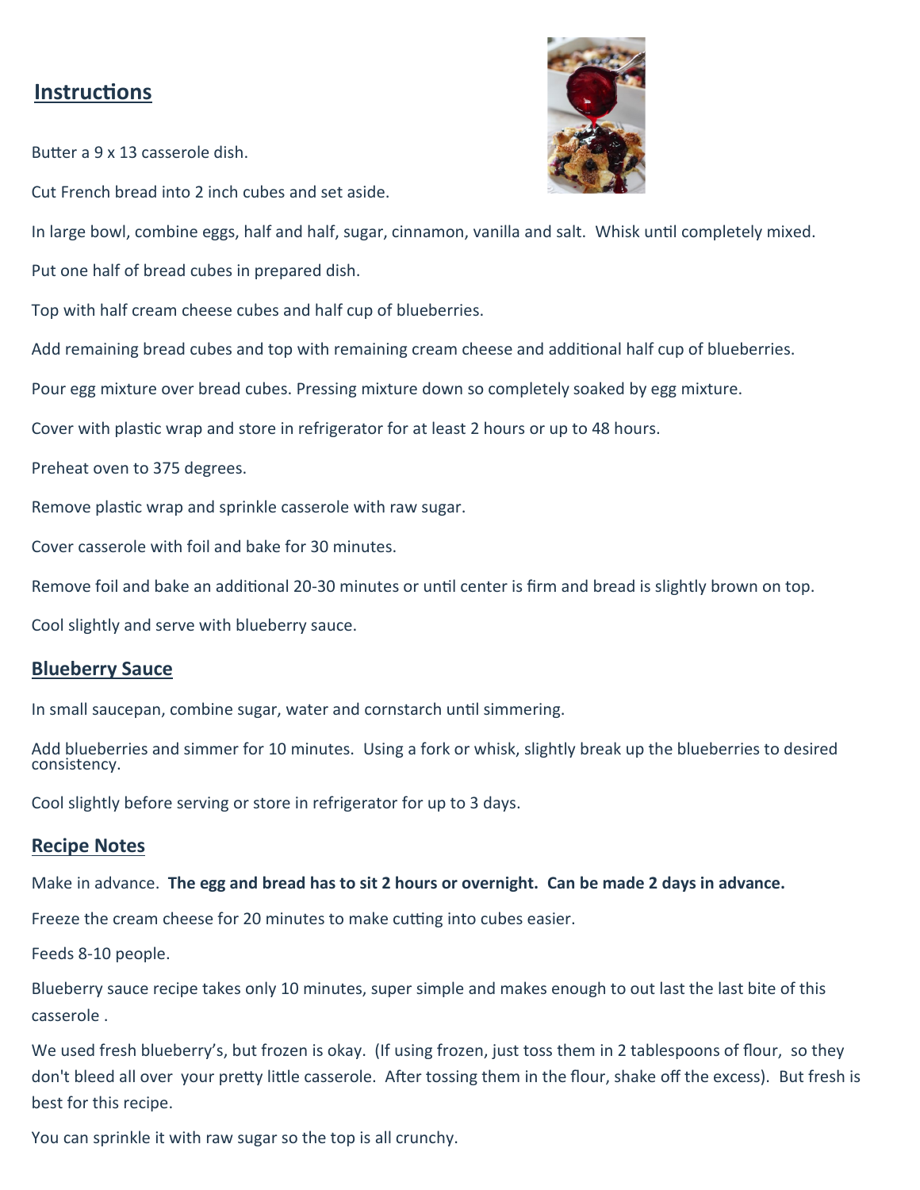## Instructions

Butter a 9 x 13 casserole dish.

Cut French bread into 2 inch cubes and set aside.

In large bowl, combine eggs, half and half, sugar, cinnamon, vanilla and salt. Whisk until completely mixed.

Put one half of bread cubes in prepared dish.

Top with half cream cheese cubes and half cup of blueberries.

Add remaining bread cubes and top with remaining cream cheese and additional half cup of blueberries.

Pour egg mixture over bread cubes. Pressing mixture down so completely soaked by egg mixture.

Cover with plastic wrap and store in refrigerator for at least 2 hours or up to 48 hours.

Preheat oven to 375 degrees.

Remove plastic wrap and sprinkle casserole with raw sugar.

Cover casserole with foil and bake for 30 minutes.

Remove foil and bake an additional 20-30 minutes or until center is firm and bread is slightly brown on top.

Cool slightly and serve with blueberry sauce.

## Blueberry Sauce

In small saucepan, combine sugar, water and cornstarch until simmering.

Add blueberries and simmer for 10 minutes. Using a fork or whisk, slightly break up the blueberries to desired consistency.

Cool slightly before serving or store in refrigerator for up to 3 days.

## Recipe Notes

Make in advance. **The egg and bread has to sit 2 hours or overnight. Can be made 2 days in advance.**

Freeze the cream cheese for 20 minutes to make cutting into cubes easier.

Feeds 8-10 people.

Blueberry sauce recipe takes only 10 minutes, super simple and makes enough to out last the last bite of this casserole .

We used fresh blueberry's, but frozen is okay. (If using frozen, just toss them in 2 tablespoons of flour, so they don't bleed all over your pretty little casserole. After tossing them in the flour, shake off the excess). But fresh is best for this recipe.

You can sprinkle it with raw sugar so the top is all crunchy.